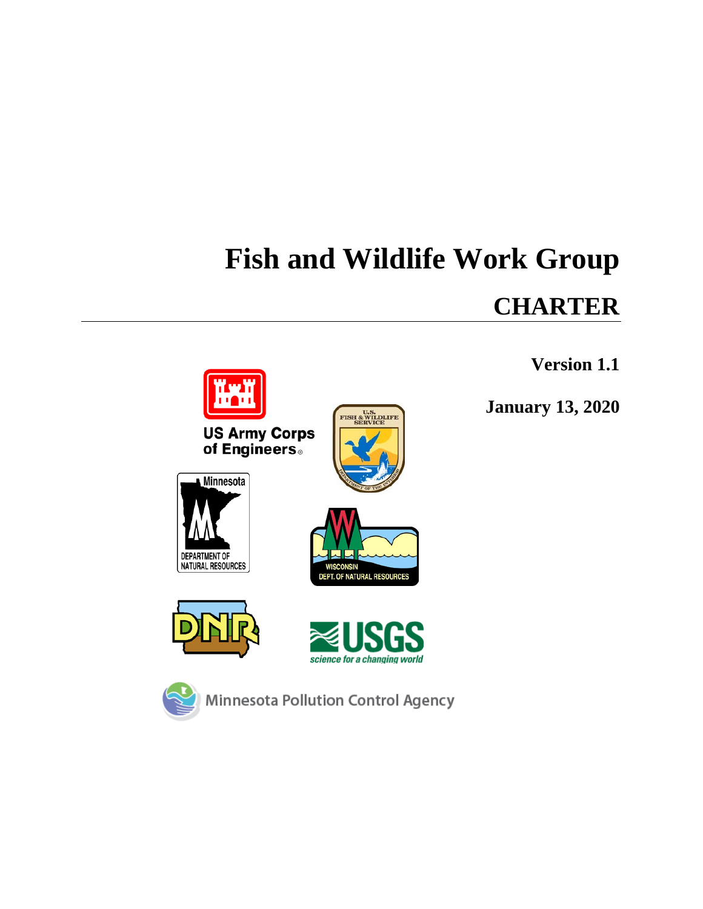# Fish and Wildlife Work Group

## CHARTER

**Version 1.1**

**January 13, 2020**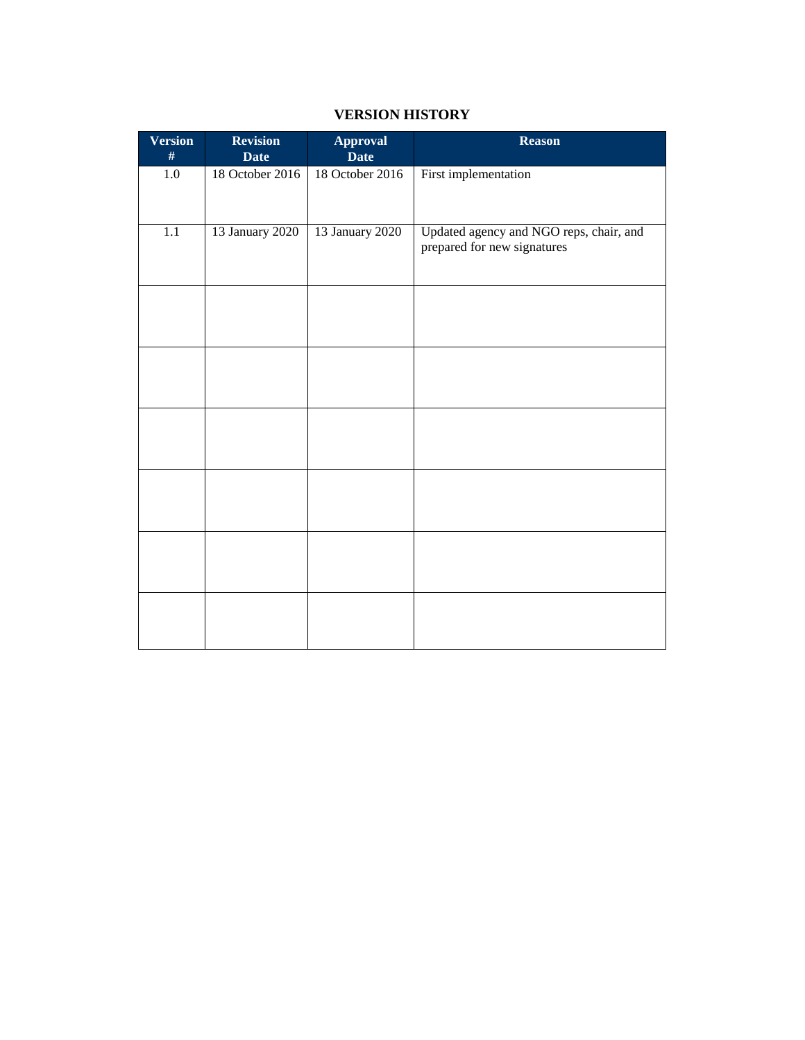## VERSION HISTORY

| Version # | Revision Date | Approval Date | Reason |
|---|---|---|---|
| 1.0 | 18 October 2016 | 18 October 2016 | First implementation |
| 1.1 | 13 January 2020 | 13 January 2020 | Updated agency and NGO reps, chair, and prepared for new signatures |
| | | | |
| | | | |
| | | | |
| | | | |
| | | | |
| | | | |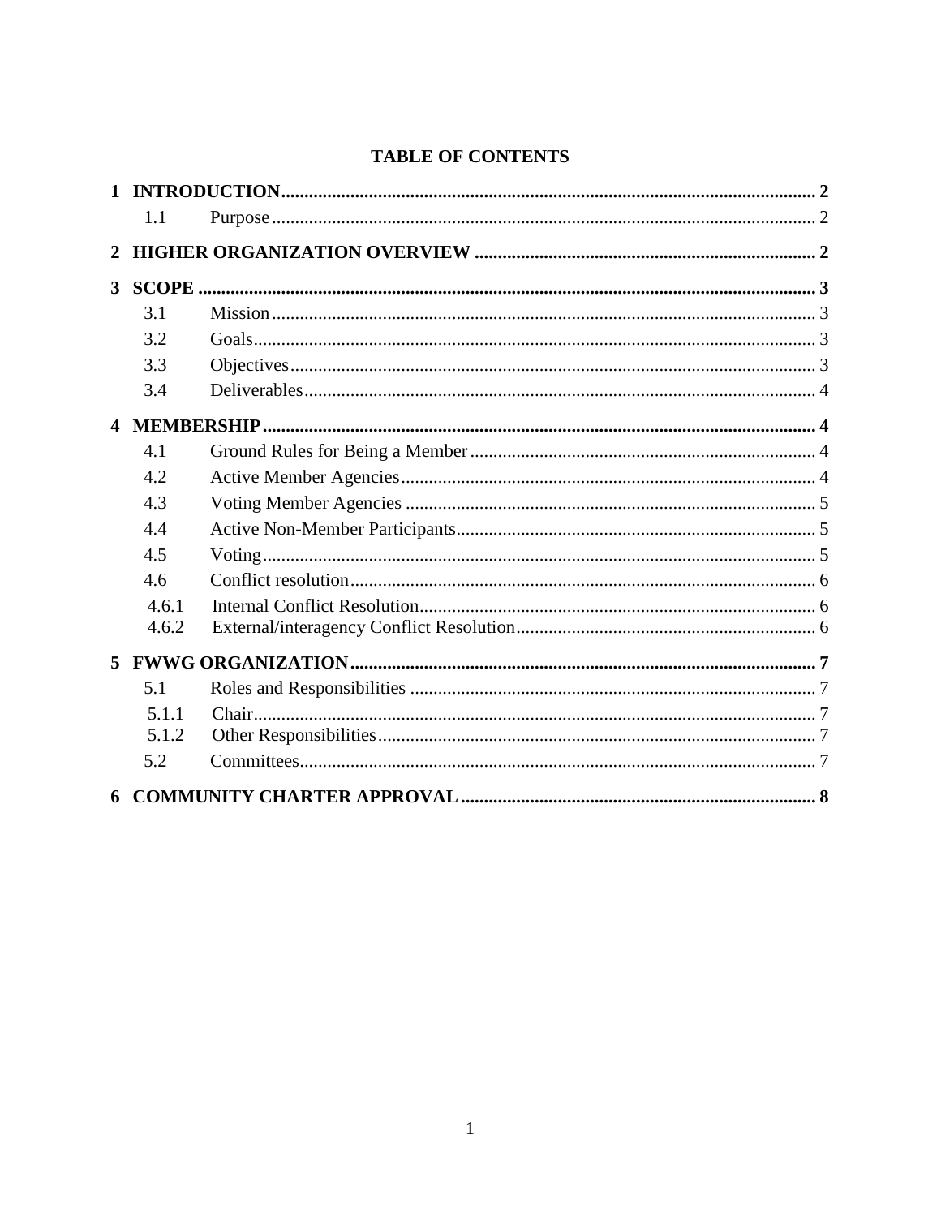**TABLE OF CONTENTS**

**1 INTRODUCTION** .......... **2**

- 1.1 Purpose .......... 2

**2 HIGHER ORGANIZATION OVERVIEW** .......... **2**

**3 SCOPE** .......... **3**

- 3.1 Mission .......... 3
- 3.2 Goals .......... 3
- 3.3 Objectives .......... 3
- 3.4 Deliverables .......... 4

**4 MEMBERSHIP** .......... **4**

- 4.1 Ground Rules for Being a Member .......... 4
- 4.2 Active Member Agencies .......... 4
- 4.3 Voting Member Agencies .......... 5
- 4.4 Active Non-Member Participants .......... 5
- 4.5 Voting .......... 5
- 4.6 Conflict resolution .......... 6
  - 4.6.1 Internal Conflict Resolution .......... 6
  - 4.6.2 External/interagency Conflict Resolution .......... 6

**5 FWWG ORGANIZATION** .......... **7**

- 5.1 Roles and Responsibilities .......... 7
  - 5.1.1 Chair .......... 7
  - 5.1.2 Other Responsibilities .......... 7
- 5.2 Committees .......... 7

**6 COMMUNITY CHARTER APPROVAL** .......... **8**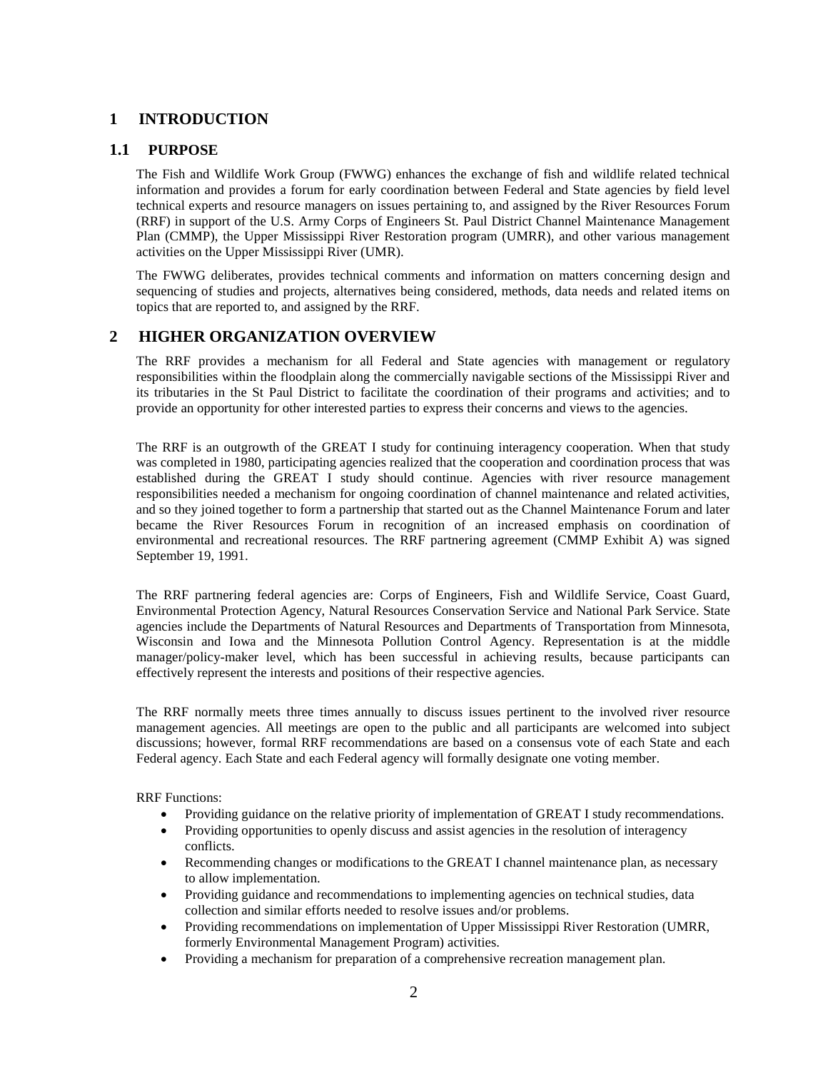# 1 INTRODUCTION

## 1.1 PURPOSE

The Fish and Wildlife Work Group (FWWG) enhances the exchange of fish and wildlife related technical information and provides a forum for early coordination between Federal and State agencies by field level technical experts and resource managers on issues pertaining to, and assigned by the River Resources Forum (RRF) in support of the U.S. Army Corps of Engineers St. Paul District Channel Maintenance Management Plan (CMMP), the Upper Mississippi River Restoration program (UMRR), and other various management activities on the Upper Mississippi River (UMR).

The FWWG deliberates, provides technical comments and information on matters concerning design and sequencing of studies and projects, alternatives being considered, methods, data needs and related items on topics that are reported to, and assigned by the RRF.

# 2 HIGHER ORGANIZATION OVERVIEW

The RRF provides a mechanism for all Federal and State agencies with management or regulatory responsibilities within the floodplain along the commercially navigable sections of the Mississippi River and its tributaries in the St Paul District to facilitate the coordination of their programs and activities; and to provide an opportunity for other interested parties to express their concerns and views to the agencies.

The RRF is an outgrowth of the GREAT I study for continuing interagency cooperation. When that study was completed in 1980, participating agencies realized that the cooperation and coordination process that was established during the GREAT I study should continue. Agencies with river resource management responsibilities needed a mechanism for ongoing coordination of channel maintenance and related activities, and so they joined together to form a partnership that started out as the Channel Maintenance Forum and later became the River Resources Forum in recognition of an increased emphasis on coordination of environmental and recreational resources. The RRF partnering agreement (CMMP Exhibit A) was signed September 19, 1991.

The RRF partnering federal agencies are: Corps of Engineers, Fish and Wildlife Service, Coast Guard, Environmental Protection Agency, Natural Resources Conservation Service and National Park Service. State agencies include the Departments of Natural Resources and Departments of Transportation from Minnesota, Wisconsin and Iowa and the Minnesota Pollution Control Agency. Representation is at the middle manager/policy-maker level, which has been successful in achieving results, because participants can effectively represent the interests and positions of their respective agencies.

The RRF normally meets three times annually to discuss issues pertinent to the involved river resource management agencies. All meetings are open to the public and all participants are welcomed into subject discussions; however, formal RRF recommendations are based on a consensus vote of each State and each Federal agency. Each State and each Federal agency will formally designate one voting member.

RRF Functions:

- Providing guidance on the relative priority of implementation of GREAT I study recommendations.
- Providing opportunities to openly discuss and assist agencies in the resolution of interagency conflicts.
- Recommending changes or modifications to the GREAT I channel maintenance plan, as necessary to allow implementation.
- Providing guidance and recommendations to implementing agencies on technical studies, data collection and similar efforts needed to resolve issues and/or problems.
- Providing recommendations on implementation of Upper Mississippi River Restoration (UMRR, formerly Environmental Management Program) activities.
- Providing a mechanism for preparation of a comprehensive recreation management plan.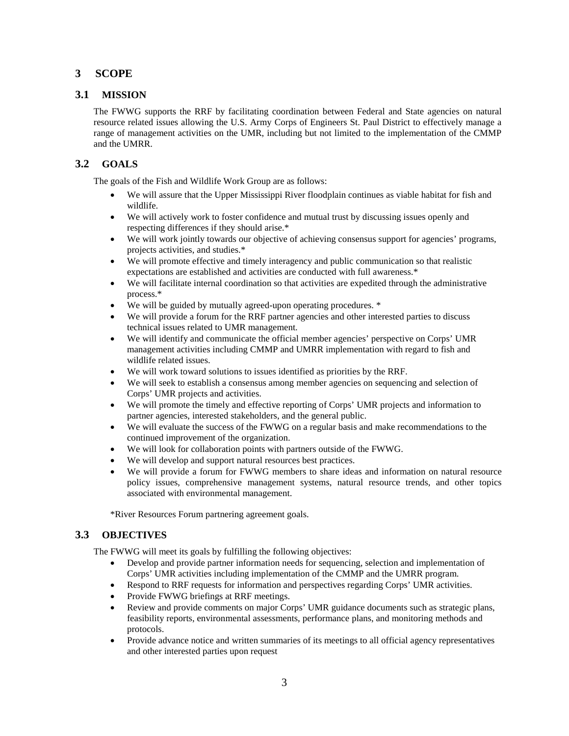# 3 SCOPE

## 3.1 MISSION

The FWWG supports the RRF by facilitating coordination between Federal and State agencies on natural resource related issues allowing the U.S. Army Corps of Engineers St. Paul District to effectively manage a range of management activities on the UMR, including but not limited to the implementation of the CMMP and the UMRR.

## 3.2 GOALS

The goals of the Fish and Wildlife Work Group are as follows:

- We will assure that the Upper Mississippi River floodplain continues as viable habitat for fish and wildlife.
- We will actively work to foster confidence and mutual trust by discussing issues openly and respecting differences if they should arise.*
- We will work jointly towards our objective of achieving consensus support for agencies' programs, projects activities, and studies.*
- We will promote effective and timely interagency and public communication so that realistic expectations are established and activities are conducted with full awareness.*
- We will facilitate internal coordination so that activities are expedited through the administrative process.*
- We will be guided by mutually agreed-upon operating procedures. *
- We will provide a forum for the RRF partner agencies and other interested parties to discuss technical issues related to UMR management.
- We will identify and communicate the official member agencies' perspective on Corps' UMR management activities including CMMP and UMRR implementation with regard to fish and wildlife related issues.
- We will work toward solutions to issues identified as priorities by the RRF.
- We will seek to establish a consensus among member agencies on sequencing and selection of Corps' UMR projects and activities.
- We will promote the timely and effective reporting of Corps' UMR projects and information to partner agencies, interested stakeholders, and the general public.
- We will evaluate the success of the FWWG on a regular basis and make recommendations to the continued improvement of the organization.
- We will look for collaboration points with partners outside of the FWWG.
- We will develop and support natural resources best practices.
- We will provide a forum for FWWG members to share ideas and information on natural resource policy issues, comprehensive management systems, natural resource trends, and other topics associated with environmental management.

*River Resources Forum partnering agreement goals.

## 3.3 OBJECTIVES

The FWWG will meet its goals by fulfilling the following objectives:

- Develop and provide partner information needs for sequencing, selection and implementation of Corps' UMR activities including implementation of the CMMP and the UMRR program.
- Respond to RRF requests for information and perspectives regarding Corps' UMR activities.
- Provide FWWG briefings at RRF meetings.
- Review and provide comments on major Corps' UMR guidance documents such as strategic plans, feasibility reports, environmental assessments, performance plans, and monitoring methods and protocols.
- Provide advance notice and written summaries of its meetings to all official agency representatives and other interested parties upon request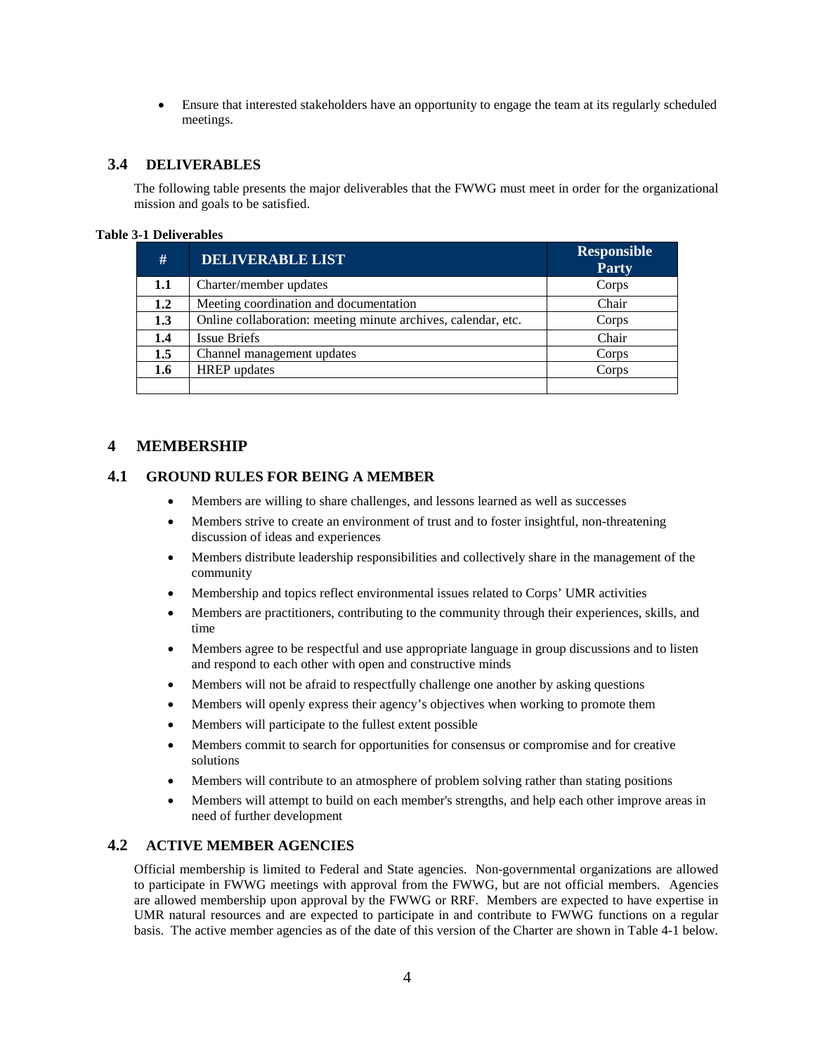- Ensure that interested stakeholders have an opportunity to engage the team at its regularly scheduled meetings.

## 3.4 DELIVERABLES

The following table presents the major deliverables that the FWWG must meet in order for the organizational mission and goals to be satisfied.

**Table 3-1 Deliverables**

| # | DELIVERABLE LIST | Responsible Party |
|---|---|---|
| **1.1** | Charter/member updates | Corps |
| **1.2** | Meeting coordination and documentation | Chair |
| **1.3** | Online collaboration: meeting minute archives, calendar, etc. | Corps |
| **1.4** | Issue Briefs | Chair |
| **1.5** | Channel management updates | Corps |
| **1.6** | HREP updates | Corps |
| | | |

# 4 MEMBERSHIP

## 4.1 GROUND RULES FOR BEING A MEMBER

- Members are willing to share challenges, and lessons learned as well as successes
- Members strive to create an environment of trust and to foster insightful, non-threatening discussion of ideas and experiences
- Members distribute leadership responsibilities and collectively share in the management of the community
- Membership and topics reflect environmental issues related to Corps' UMR activities
- Members are practitioners, contributing to the community through their experiences, skills, and time
- Members agree to be respectful and use appropriate language in group discussions and to listen and respond to each other with open and constructive minds
- Members will not be afraid to respectfully challenge one another by asking questions
- Members will openly express their agency's objectives when working to promote them
- Members will participate to the fullest extent possible
- Members commit to search for opportunities for consensus or compromise and for creative solutions
- Members will contribute to an atmosphere of problem solving rather than stating positions
- Members will attempt to build on each member's strengths, and help each other improve areas in need of further development

## 4.2 ACTIVE MEMBER AGENCIES

Official membership is limited to Federal and State agencies. Non-governmental organizations are allowed to participate in FWWG meetings with approval from the FWWG, but are not official members. Agencies are allowed membership upon approval by the FWWG or RRF. Members are expected to have expertise in UMR natural resources and are expected to participate in and contribute to FWWG functions on a regular basis. The active member agencies as of the date of this version of the Charter are shown in Table 4-1 below.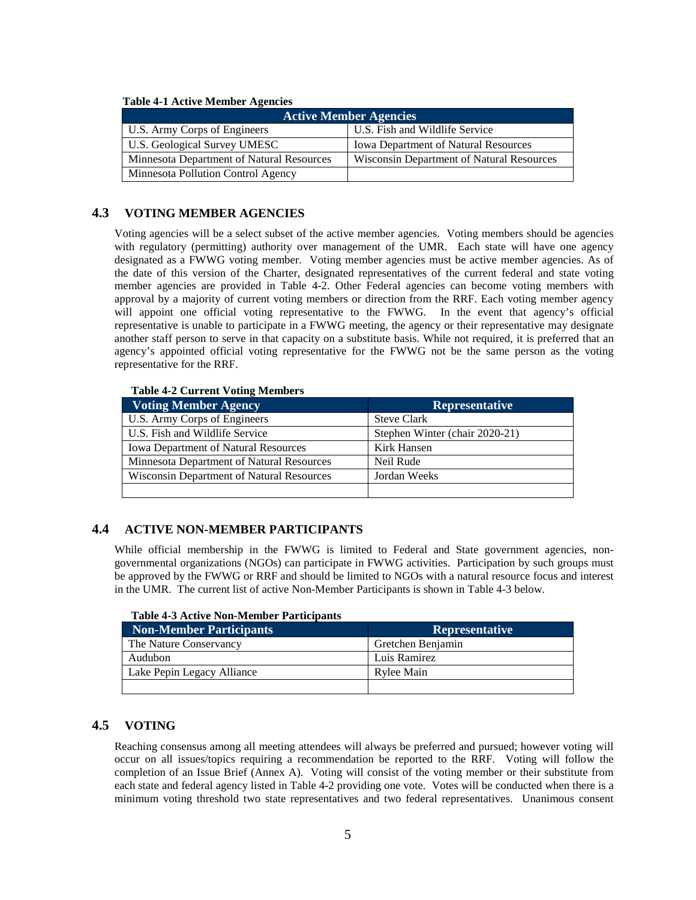**Table 4-1 Active Member Agencies**

| Active Member Agencies | |
|---|---|
| U.S. Army Corps of Engineers | U.S. Fish and Wildlife Service |
| U.S. Geological Survey UMESC | Iowa Department of Natural Resources |
| Minnesota Department of Natural Resources | Wisconsin Department of Natural Resources |
| Minnesota Pollution Control Agency | |

## 4.3 VOTING MEMBER AGENCIES

Voting agencies will be a select subset of the active member agencies. Voting members should be agencies with regulatory (permitting) authority over management of the UMR. Each state will have one agency designated as a FWWG voting member. Voting member agencies must be active member agencies. As of the date of this version of the Charter, designated representatives of the current federal and state voting member agencies are provided in Table 4-2. Other Federal agencies can become voting members with approval by a majority of current voting members or direction from the RRF. Each voting member agency will appoint one official voting representative to the FWWG. In the event that agency's official representative is unable to participate in a FWWG meeting, the agency or their representative may designate another staff person to serve in that capacity on a substitute basis. While not required, it is preferred that an agency's appointed official voting representative for the FWWG not be the same person as the voting representative for the RRF.

**Table 4-2 Current Voting Members**

| Voting Member Agency | Representative |
|---|---|
| U.S. Army Corps of Engineers | Steve Clark |
| U.S. Fish and Wildlife Service | Stephen Winter (chair 2020-21) |
| Iowa Department of Natural Resources | Kirk Hansen |
| Minnesota Department of Natural Resources | Neil Rude |
| Wisconsin Department of Natural Resources | Jordan Weeks |
| | |

## 4.4 ACTIVE NON-MEMBER PARTICIPANTS

While official membership in the FWWG is limited to Federal and State government agencies, non-governmental organizations (NGOs) can participate in FWWG activities. Participation by such groups must be approved by the FWWG or RRF and should be limited to NGOs with a natural resource focus and interest in the UMR. The current list of active Non-Member Participants is shown in Table 4-3 below.

**Table 4-3 Active Non-Member Participants**

| Non-Member Participants | Representative |
|---|---|
| The Nature Conservancy | Gretchen Benjamin |
| Audubon | Luis Ramirez |
| Lake Pepin Legacy Alliance | Rylee Main |
| | |

## 4.5 VOTING

Reaching consensus among all meeting attendees will always be preferred and pursued; however voting will occur on all issues/topics requiring a recommendation be reported to the RRF. Voting will follow the completion of an Issue Brief (Annex A). Voting will consist of the voting member or their substitute from each state and federal agency listed in Table 4-2 providing one vote. Votes will be conducted when there is a minimum voting threshold two state representatives and two federal representatives. Unanimous consent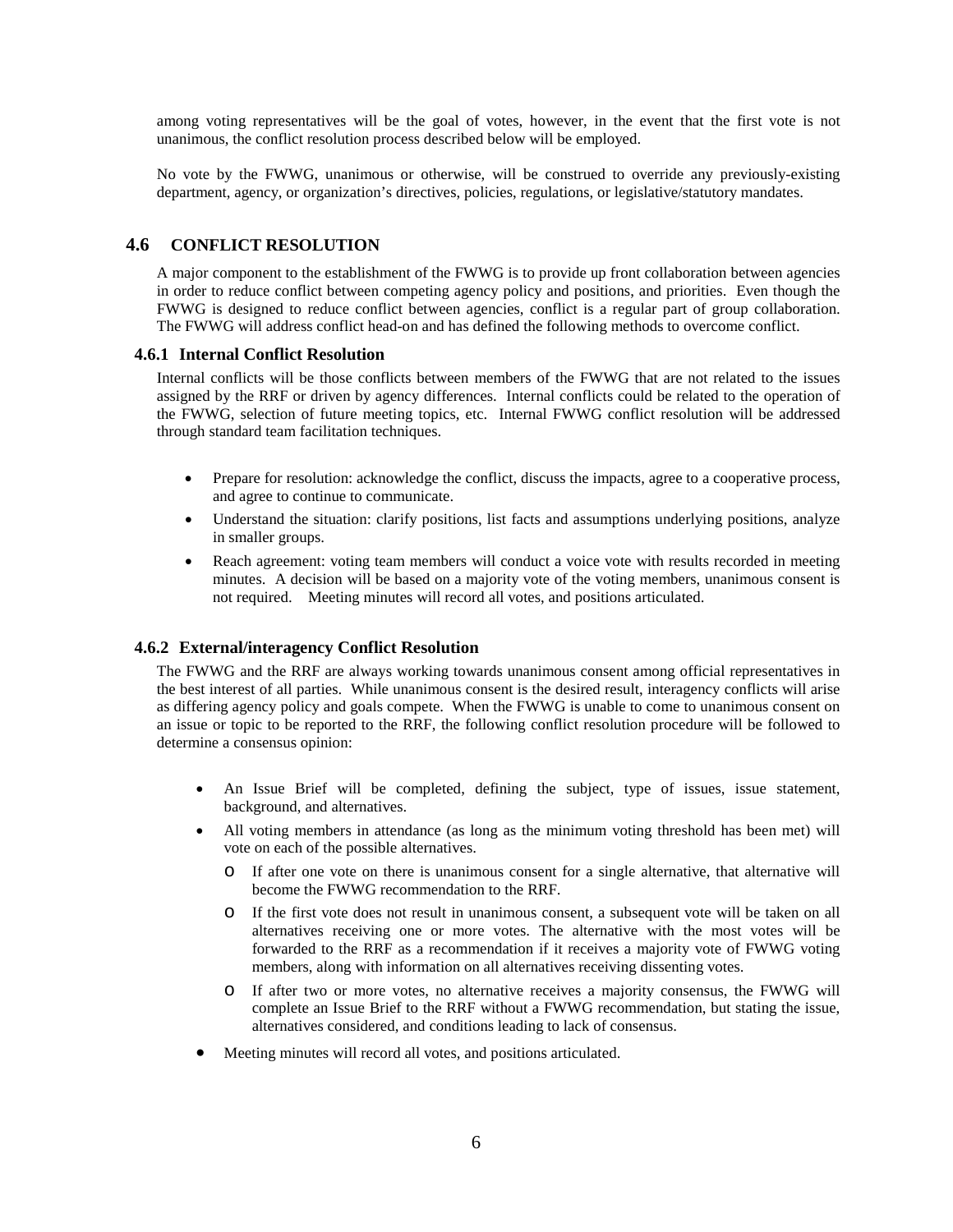among voting representatives will be the goal of votes, however, in the event that the first vote is not unanimous, the conflict resolution process described below will be employed.

No vote by the FWWG, unanimous or otherwise, will be construed to override any previously-existing department, agency, or organization's directives, policies, regulations, or legislative/statutory mandates.

## 4.6 CONFLICT RESOLUTION

A major component to the establishment of the FWWG is to provide up front collaboration between agencies in order to reduce conflict between competing agency policy and positions, and priorities. Even though the FWWG is designed to reduce conflict between agencies, conflict is a regular part of group collaboration. The FWWG will address conflict head-on and has defined the following methods to overcome conflict.

### 4.6.1 Internal Conflict Resolution

Internal conflicts will be those conflicts between members of the FWWG that are not related to the issues assigned by the RRF or driven by agency differences. Internal conflicts could be related to the operation of the FWWG, selection of future meeting topics, etc. Internal FWWG conflict resolution will be addressed through standard team facilitation techniques.

- Prepare for resolution: acknowledge the conflict, discuss the impacts, agree to a cooperative process, and agree to continue to communicate.
- Understand the situation: clarify positions, list facts and assumptions underlying positions, analyze in smaller groups.
- Reach agreement: voting team members will conduct a voice vote with results recorded in meeting minutes. A decision will be based on a majority vote of the voting members, unanimous consent is not required. Meeting minutes will record all votes, and positions articulated.

### 4.6.2 External/interagency Conflict Resolution

The FWWG and the RRF are always working towards unanimous consent among official representatives in the best interest of all parties. While unanimous consent is the desired result, interagency conflicts will arise as differing agency policy and goals compete. When the FWWG is unable to come to unanimous consent on an issue or topic to be reported to the RRF, the following conflict resolution procedure will be followed to determine a consensus opinion:

- An Issue Brief will be completed, defining the subject, type of issues, issue statement, background, and alternatives.
- All voting members in attendance (as long as the minimum voting threshold has been met) will vote on each of the possible alternatives.
  - If after one vote on there is unanimous consent for a single alternative, that alternative will become the FWWG recommendation to the RRF.
  - If the first vote does not result in unanimous consent, a subsequent vote will be taken on all alternatives receiving one or more votes. The alternative with the most votes will be forwarded to the RRF as a recommendation if it receives a majority vote of FWWG voting members, along with information on all alternatives receiving dissenting votes.
  - If after two or more votes, no alternative receives a majority consensus, the FWWG will complete an Issue Brief to the RRF without a FWWG recommendation, but stating the issue, alternatives considered, and conditions leading to lack of consensus.
- Meeting minutes will record all votes, and positions articulated.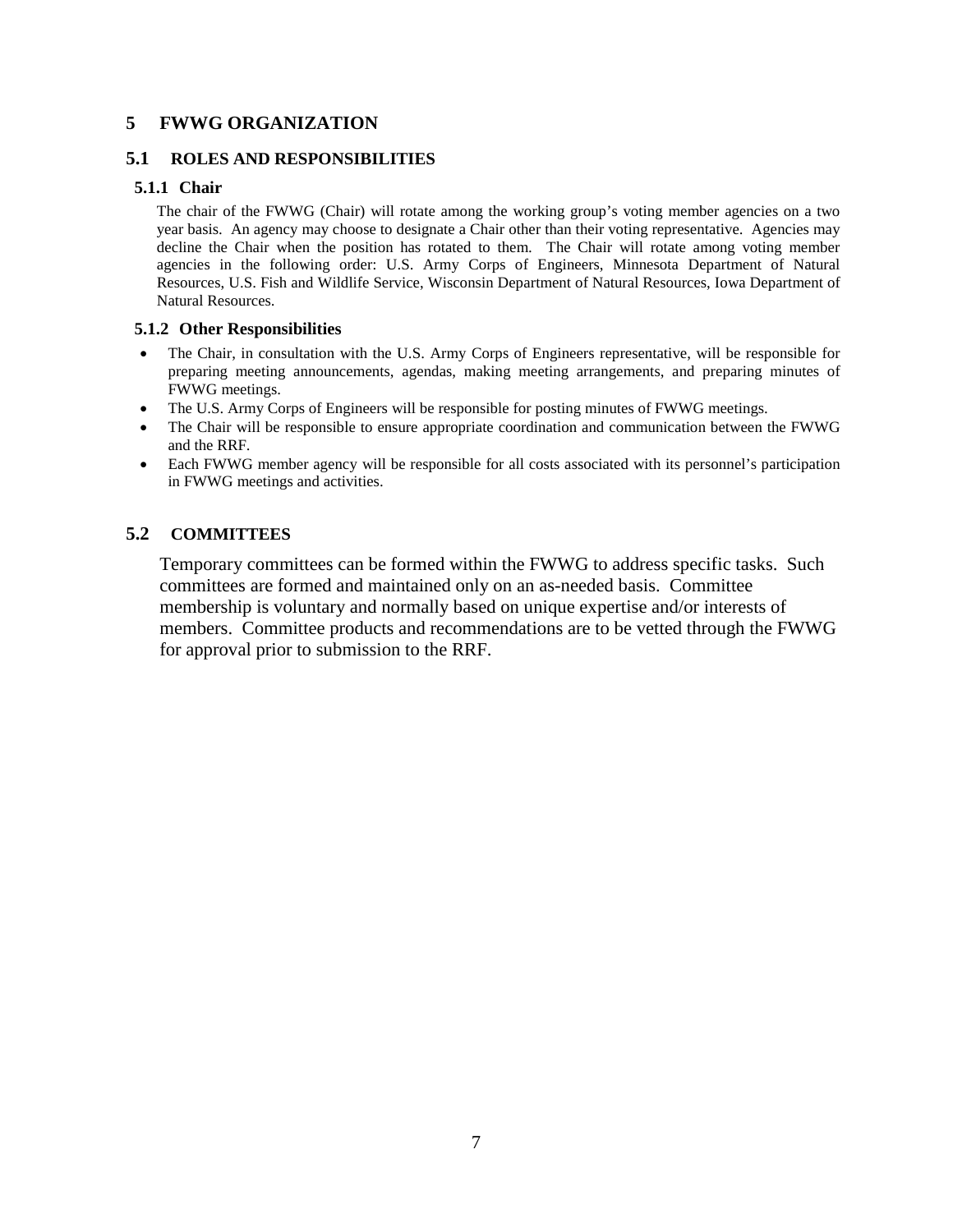# 5 FWWG ORGANIZATION

## 5.1 ROLES AND RESPONSIBILITIES

### 5.1.1 Chair

The chair of the FWWG (Chair) will rotate among the working group's voting member agencies on a two year basis. An agency may choose to designate a Chair other than their voting representative. Agencies may decline the Chair when the position has rotated to them. The Chair will rotate among voting member agencies in the following order: U.S. Army Corps of Engineers, Minnesota Department of Natural Resources, U.S. Fish and Wildlife Service, Wisconsin Department of Natural Resources, Iowa Department of Natural Resources.

### 5.1.2 Other Responsibilities

- The Chair, in consultation with the U.S. Army Corps of Engineers representative, will be responsible for preparing meeting announcements, agendas, making meeting arrangements, and preparing minutes of FWWG meetings.
- The U.S. Army Corps of Engineers will be responsible for posting minutes of FWWG meetings.
- The Chair will be responsible to ensure appropriate coordination and communication between the FWWG and the RRF.
- Each FWWG member agency will be responsible for all costs associated with its personnel's participation in FWWG meetings and activities.

## 5.2 COMMITTEES

Temporary committees can be formed within the FWWG to address specific tasks. Such committees are formed and maintained only on an as-needed basis. Committee membership is voluntary and normally based on unique expertise and/or interests of members. Committee products and recommendations are to be vetted through the FWWG for approval prior to submission to the RRF.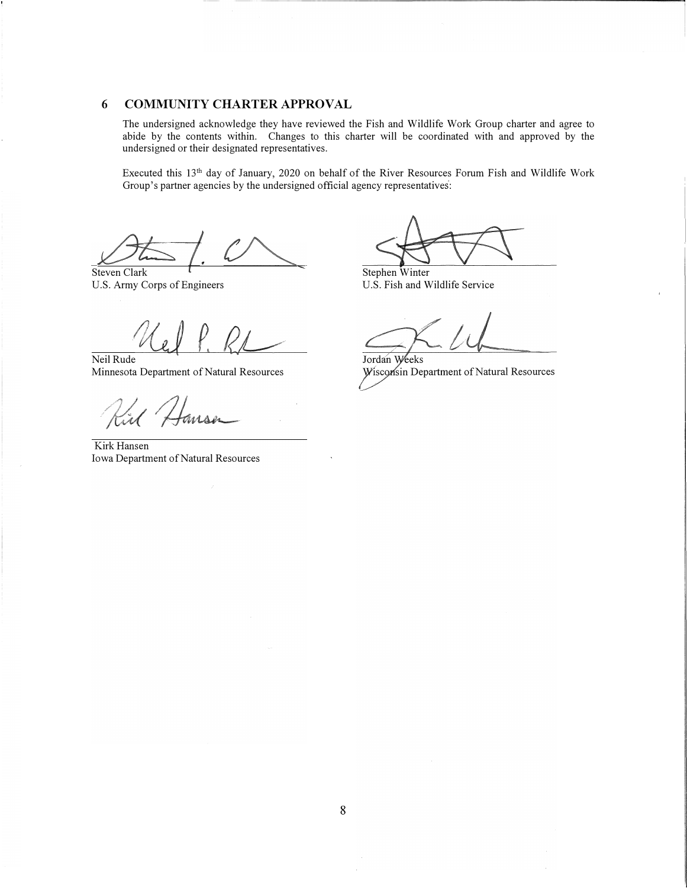## 6 COMMUNITY CHARTER APPROVAL

The undersigned acknowledge they have reviewed the Fish and Wildlife Work Group charter and agree to abide by the contents within. Changes to this charter will be coordinated with and approved by the undersigned or their designated representatives.

Executed this 13th day of January, 2020 on behalf of the River Resources Forum Fish and Wildlife Work Group's partner agencies by the undersigned official agency representatives:

Steven Clark
U.S. Army Corps of Engineers

Stephen Winter
U.S. Fish and Wildlife Service

Neil Rude
Minnesota Department of Natural Resources

Jordan Weeks
Wisconsin Department of Natural Resources

Kirk Hansen
Iowa Department of Natural Resources